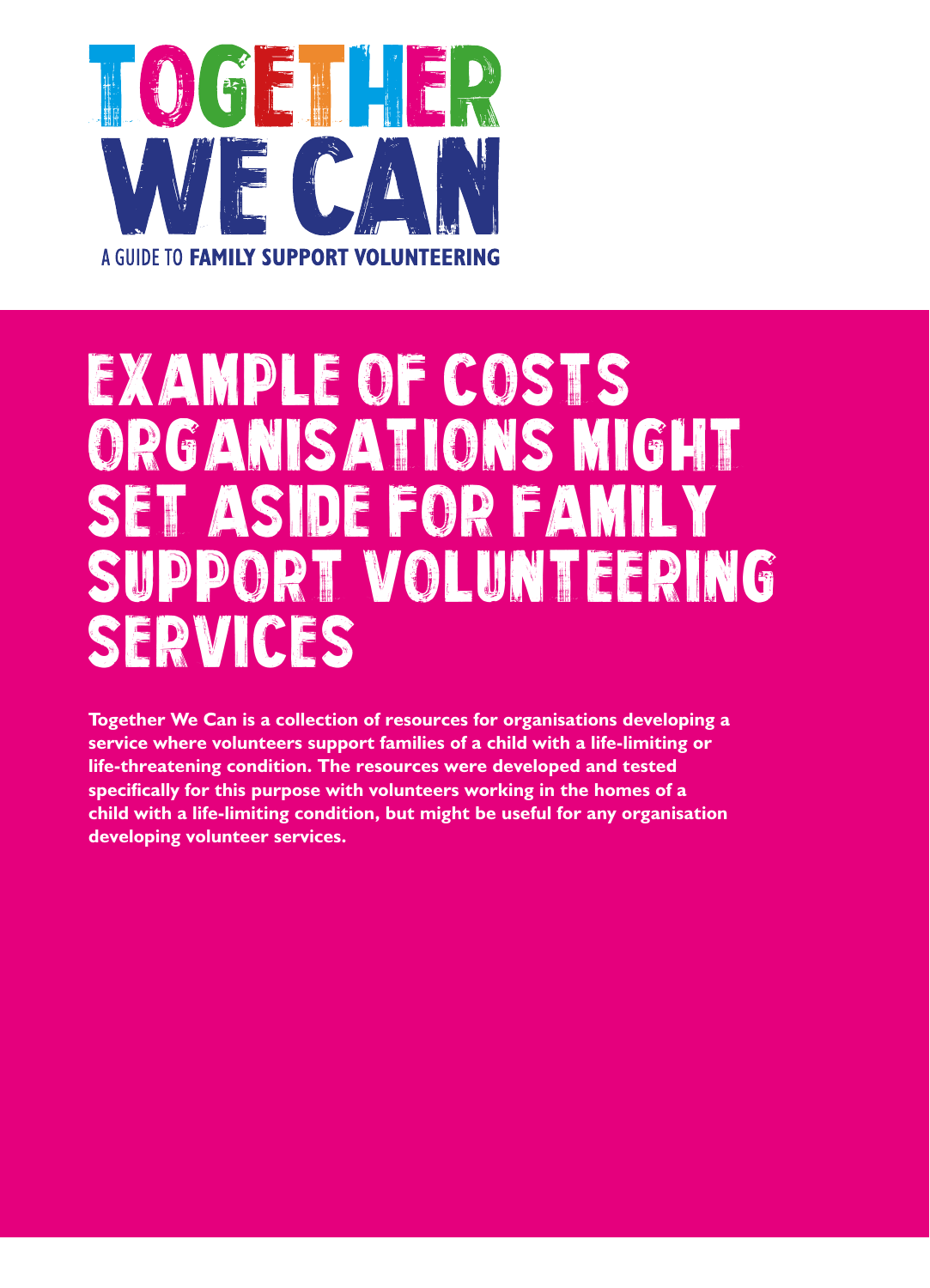# TOGETHER WE CAN

A GUIDE TO **FAMILY SUPPORT VOLUNTEERING**

# EXAMPLE OF COSTS ORGANISATIONS MIGHT SET ASIDE FOR FAMILY SUPPORT VOLUNTEERING SERVICES

**Together We Can is a collection of resources for organisations developing a service where volunteers support families of a child with a life-limiting or life-threatening condition. The resources were developed and tested specifically for this purpose with volunteers working in the homes of a child with a life-limiting condition, but might be useful for any organisation developing volunteer services.**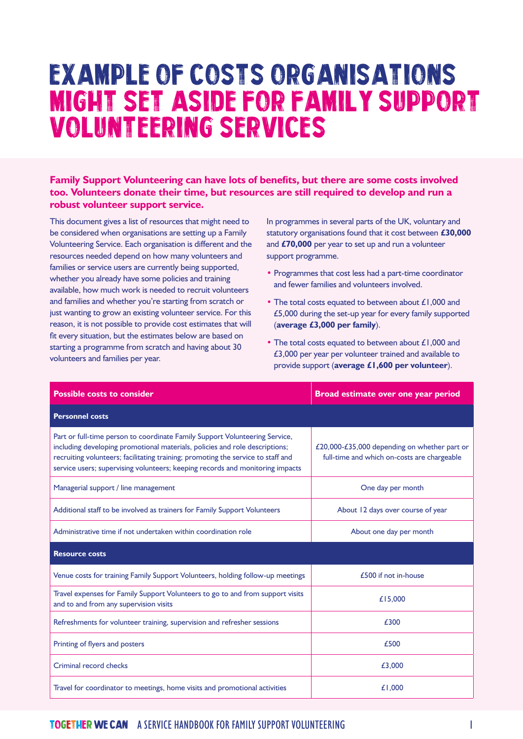# EXAMPLE OF COSTS ORGANISATIONS MIGHT SET ASIDE FOR FAMILY SUPPORT VOLUNTEERING SERVICES

**Family Support Volunteering can have lots of benefits, but there are some costs involved too. Volunteers donate their time, but resources are still required to develop and run a robust volunteer support service.**

This document gives a list of resources that might need to be considered when organisations are setting up a Family Volunteering Service. Each organisation is different and the resources needed depend on how many volunteers and families or service users are currently being supported, whether you already have some policies and training available, how much work is needed to recruit volunteers and families and whether you're starting from scratch or just wanting to grow an existing volunteer service. For this reason, it is not possible to provide cost estimates that will fit every situation, but the estimates below are based on starting a programme from scratch and having about 30 volunteers and families per year.

In programmes in several parts of the UK, voluntary and statutory organisations found that it cost between **£30,000** and **£70,000** per year to set up and run a volunteer support programme.

- Programmes that cost less had a part-time coordinator and fewer families and volunteers involved.
- The total costs equated to between about £1,000 and £5,000 during the set-up year for every family supported (**average £3,000 per family**).
- The total costs equated to between about £1,000 and £3,000 per year per volunteer trained and available to provide support (**average £1,600 per volunteer**).

| Possible costs to consider | Broad estimate over one year period |
|---|---|
| **Personnel costs** | |
| Part or full-time person to coordinate Family Support Volunteering Service, including developing promotional materials, policies and role descriptions; recruiting volunteers; facilitating training; promoting the service to staff and service users; supervising volunteers; keeping records and monitoring impacts | £20,000-£35,000 depending on whether part or full-time and which on-costs are chargeable |
| Managerial support / line management | One day per month |
| Additional staff to be involved as trainers for Family Support Volunteers | About 12 days over course of year |
| Administrative time if not undertaken within coordination role | About one day per month |
| **Resource costs** | |
| Venue costs for training Family Support Volunteers, holding follow-up meetings | £500 if not in-house |
| Travel expenses for Family Support Volunteers to go to and from support visits and to and from any supervision visits | £15,000 |
| Refreshments for volunteer training, supervision and refresher sessions | £300 |
| Printing of flyers and posters | £500 |
| Criminal record checks | £3,000 |
| Travel for coordinator to meetings, home visits and promotional activities | £1,000 |